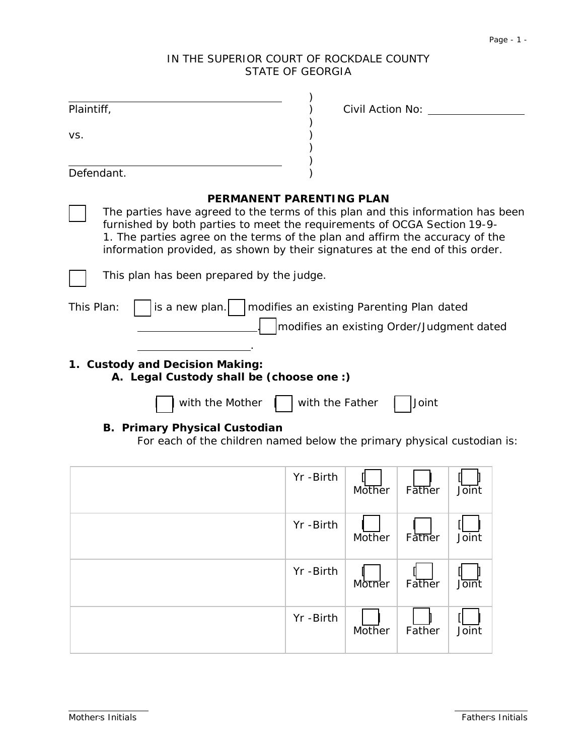IN THE SUPERIOR COURT OF ROCKDALE COUNTY
STATE OF GEORGIA

_______________________________ )
Plaintiff, ) Civil Action No: ____________
)
vs. )
)
)
_______________________________ )
Defendant. )

**PERMANENT PARENTING PLAN**

☐ The parties have agreed to the terms of this plan and this information has been furnished by both parties to meet the requirements of OCGA Section 19-9-1. The parties agree on the terms of the plan and affirm the accuracy of the information provided, as shown by their signatures at the end of this order.

☐ This plan has been prepared by the judge.

This Plan: ☐ is a new plan. ☐ modifies an existing Parenting Plan dated ____________. ☐ modifies an existing Order/Judgment dated ____________.

**1. Custody and Decision Making:**

**A. Legal Custody shall be (choose one :)**

☐ with the Mother ☐ with the Father ☐ Joint

**B. Primary Physical Custodian**

For each of the children named below the primary physical custodian is:

| | | | | |
|---|---|---|---|---|
| | Yr -Birth | ☐ Mother | ☐ Father | ☐ Joint |
| | Yr -Birth | ☐ Mother | ☐ Father | ☐ Joint |
| | Yr -Birth | ☐ Mother | ☐ Father | ☐ Joint |
| | Yr -Birth | ☐ Mother | ☐ Father | ☐ Joint |

_____________ Mother's Initials _____________ Father's Initials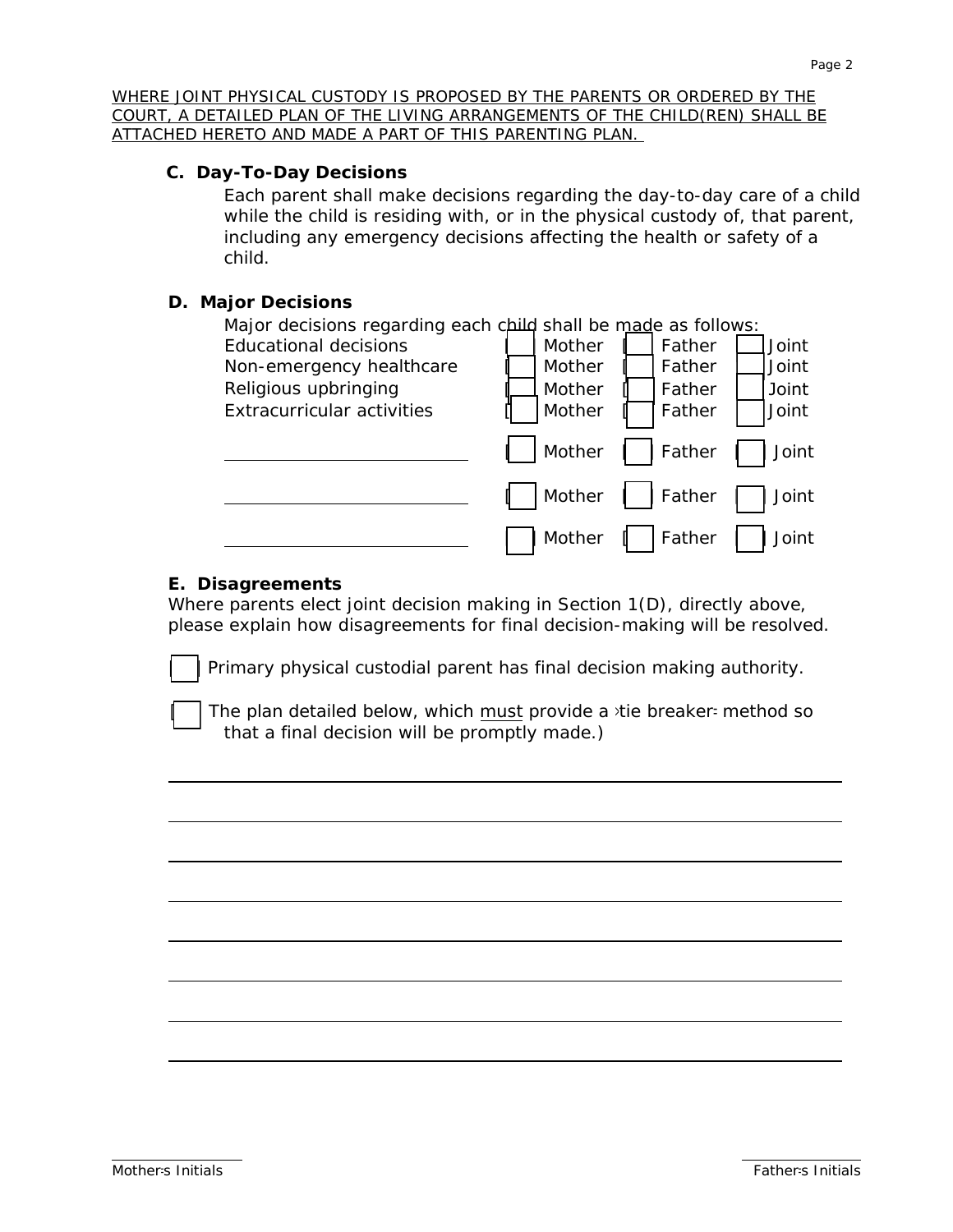WHERE JOINT PHYSICAL CUSTODY IS PROPOSED BY THE PARENTS OR ORDERED BY THE COURT, A DETAILED PLAN OF THE LIVING ARRANGEMENTS OF THE CHILD(REN) SHALL BE ATTACHED HERETO AND MADE A PART OF THIS PARENTING PLAN.

**C. Day-To-Day Decisions**

Each parent shall make decisions regarding the day-to-day care of a child while the child is residing with, or in the physical custody of, that parent, including any emergency decisions affecting the health or safety of a child.

**D. Major Decisions**

Major decisions regarding each child shall be made as follows:

| | | | |
|---|---|---|---|
| Educational decisions | [ ] Mother | [ ] Father | [ ] Joint |
| Non-emergency healthcare | [ ] Mother | [ ] Father | [ ] Joint |
| Religious upbringing | [ ] Mother | [ ] Father | [ ] Joint |
| Extracurricular activities | [ ] Mother | [ ] Father | [ ] Joint |
| ______________________ | [ ] Mother | [ ] Father | [ ] Joint |
| ______________________ | [ ] Mother | [ ] Father | [ ] Joint |
| ______________________ | [ ] Mother | [ ] Father | [ ] Joint |

**E. Disagreements**

Where parents elect joint decision making in Section 1(D), directly above, please explain how disagreements for final decision-making will be resolved.

[ ] Primary physical custodial parent has final decision making authority.

[ ] The plan detailed below, which must provide a "tie breaker" method so that a final decision will be promptly made.)

______________________________________________________________________

______________________________________________________________________

______________________________________________________________________

______________________________________________________________________

______________________________________________________________________

______________________________________________________________________

______________________________________________________________________

______________________________________________________________________

Mother's Initials

Father's Initials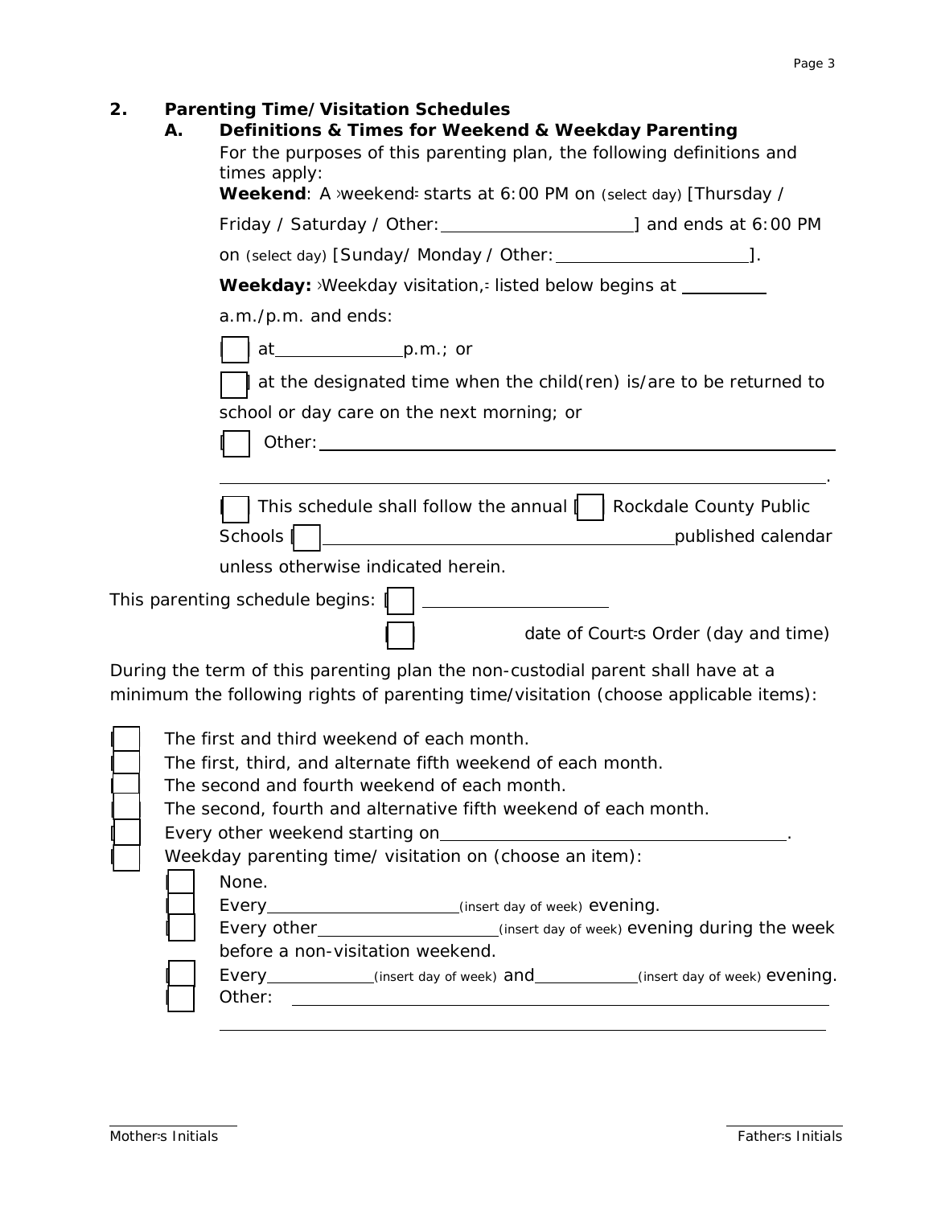## 2. Parenting Time/Visitation Schedules

### A. Definitions & Times for Weekend & Weekday Parenting

For the purposes of this parenting plan, the following definitions and times apply:

**Weekend**: A ›weekend⁼ starts at 6:00 PM on (select day) [Thursday / Friday / Saturday / Other: ____________________] and ends at 6:00 PM on (select day) [Sunday/ Monday / Other: ____________________].

**Weekday:** ›Weekday visitation,⁼ listed below begins at ________ a.m./p.m. and ends:

[ ] at ____________ p.m.; or

[ ] at the designated time when the child(ren) is/are to be returned to school or day care on the next morning; or

[ ] Other: ______________________________________________________________

______________________________________________________________.

[ ] This schedule shall follow the annual [ ] Rockdale County Public Schools [ ] ____________________________________ published calendar unless otherwise indicated herein.

This parenting schedule begins: [ ] ____________________

[ ] date of Court⁼s Order (day and time)

During the term of this parenting plan the non-custodial parent shall have at a minimum the following rights of parenting time/visitation (choose applicable items):

- [ ] The first and third weekend of each month.
- [ ] The first, third, and alternate fifth weekend of each month.
- [ ] The second and fourth weekend of each month.
- [ ] The second, fourth and alternative fifth weekend of each month.
- [ ] Every other weekend starting on ____________________________________.
- [ ] Weekday parenting time/ visitation on (choose an item):
  - [ ] None.
  - [ ] Every ____________________ (insert day of week) evening.
  - [ ] Every other ____________________ (insert day of week) evening during the week before a non-visitation weekend.
  - [ ] Every ____________ (insert day of week) and ____________ (insert day of week) evening.
  - [ ] Other: ______________________________________________________________

______________________________________________________________

________________ Mother⁼s Initials

________________ Father⁼s Initials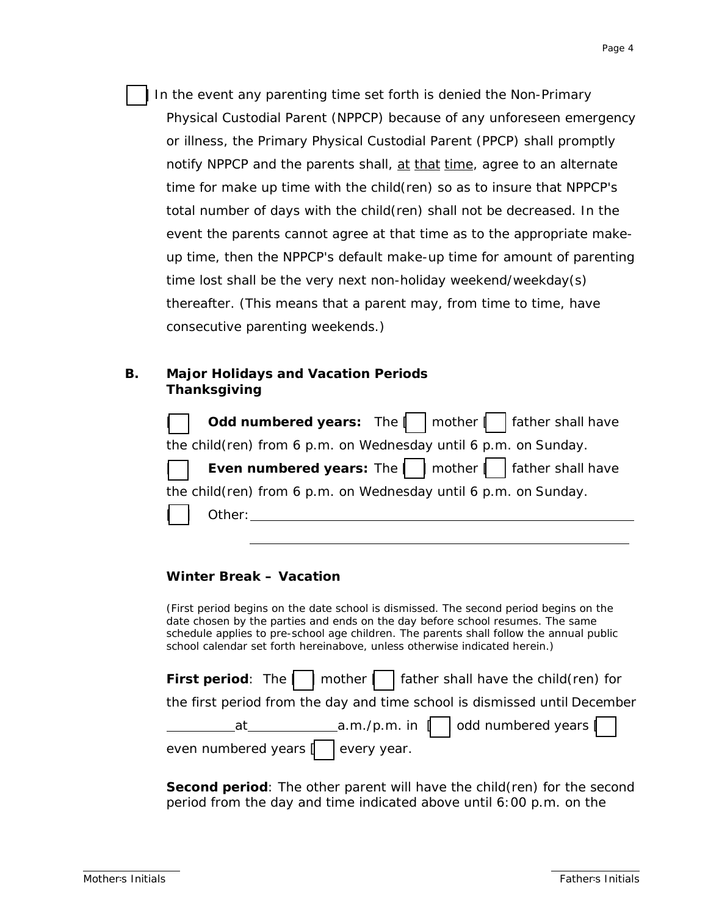[ ] In the event any parenting time set forth is denied the Non-Primary Physical Custodial Parent (NPPCP) because of any unforeseen emergency or illness, the Primary Physical Custodial Parent (PPCP) shall promptly notify NPPCP and the parents shall, <u>at that time</u>, agree to an alternate time for make up time with the child(ren) so as to insure that NPPCP's total number of days with the child(ren) shall not be decreased. In the event the parents cannot agree at that time as to the appropriate make-up time, then the NPPCP's default make-up time for amount of parenting time lost shall be the very next non-holiday weekend/weekday(s) thereafter. (This means that a parent may, from time to time, have consecutive parenting weekends.)

## B. Major Holidays and Vacation Periods

### Thanksgiving

[ ] **Odd numbered years:** The [ ] mother [ ] father shall have the child(ren) from 6 p.m. on Wednesday until 6 p.m. on Sunday.

[ ] **Even numbered years:** The [ ] mother [ ] father shall have the child(ren) from 6 p.m. on Wednesday until 6 p.m. on Sunday.

[ ] Other: ____________________________________________

____________________________________________

### Winter Break – Vacation

(First period begins on the date school is dismissed. The second period begins on the date chosen by the parties and ends on the day before school resumes. The same schedule applies to pre-school age children. The parents shall follow the annual public school calendar set forth hereinabove, unless otherwise indicated herein.)

**First period**: The [ ] mother [ ] father shall have the child(ren) for the first period from the day and time school is dismissed until December __________ at _____________ a.m./p.m. in [ ] odd numbered years [ ] even numbered years [ ] every year.

**Second period**: The other parent will have the child(ren) for the second period from the day and time indicated above until 6:00 p.m. on the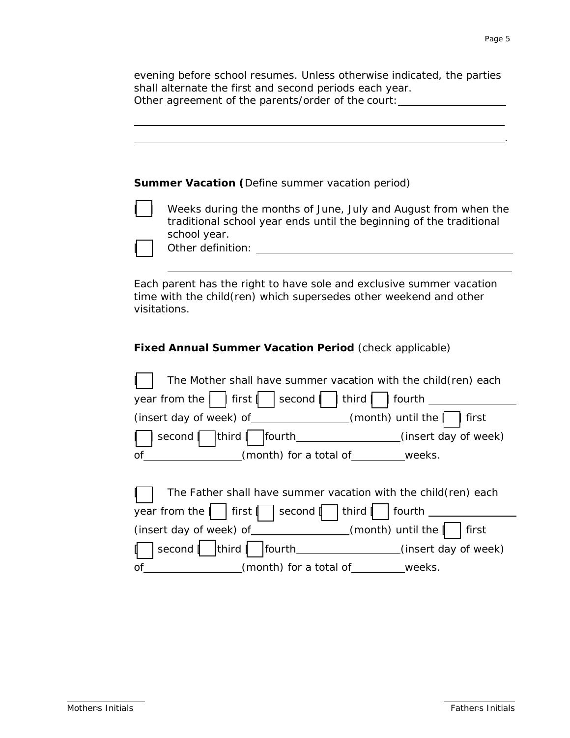evening before school resumes. Unless otherwise indicated, the parties shall alternate the first and second periods each year.
Other agreement of the parents/order of the court: ____________________

______________________________________________________________________

______________________________________________________________________.

**Summer Vacation (** Define summer vacation period)

[ ] Weeks during the months of June, July and August from when the traditional school year ends until the beginning of the traditional school year.

[ ] Other definition: ______________________________________________

______________________________________________

Each parent has the right to have sole and exclusive summer vacation time with the child(ren) which supersedes other weekend and other visitations.

**Fixed Annual Summer Vacation Period** (check applicable)

[ ] The Mother shall have summer vacation with the child(ren) each year from the [ ] first [ ] second [ ] third [ ] fourth ________________ (insert day of week) of________________(month) until the [ ] first [ ] second [ ] third [ ] fourth________________(insert day of week) of________________(month) for a total of__________weeks.

[ ] The Father shall have summer vacation with the child(ren) each year from the [ ] first [ ] second [ ] third [ ] fourth ________________ (insert day of week) of________________(month) until the [ ] first [ ] second [ ] third [ ] fourth________________(insert day of week) of________________(month) for a total of__________weeks.

Mother's Initials ________ Father's Initials ________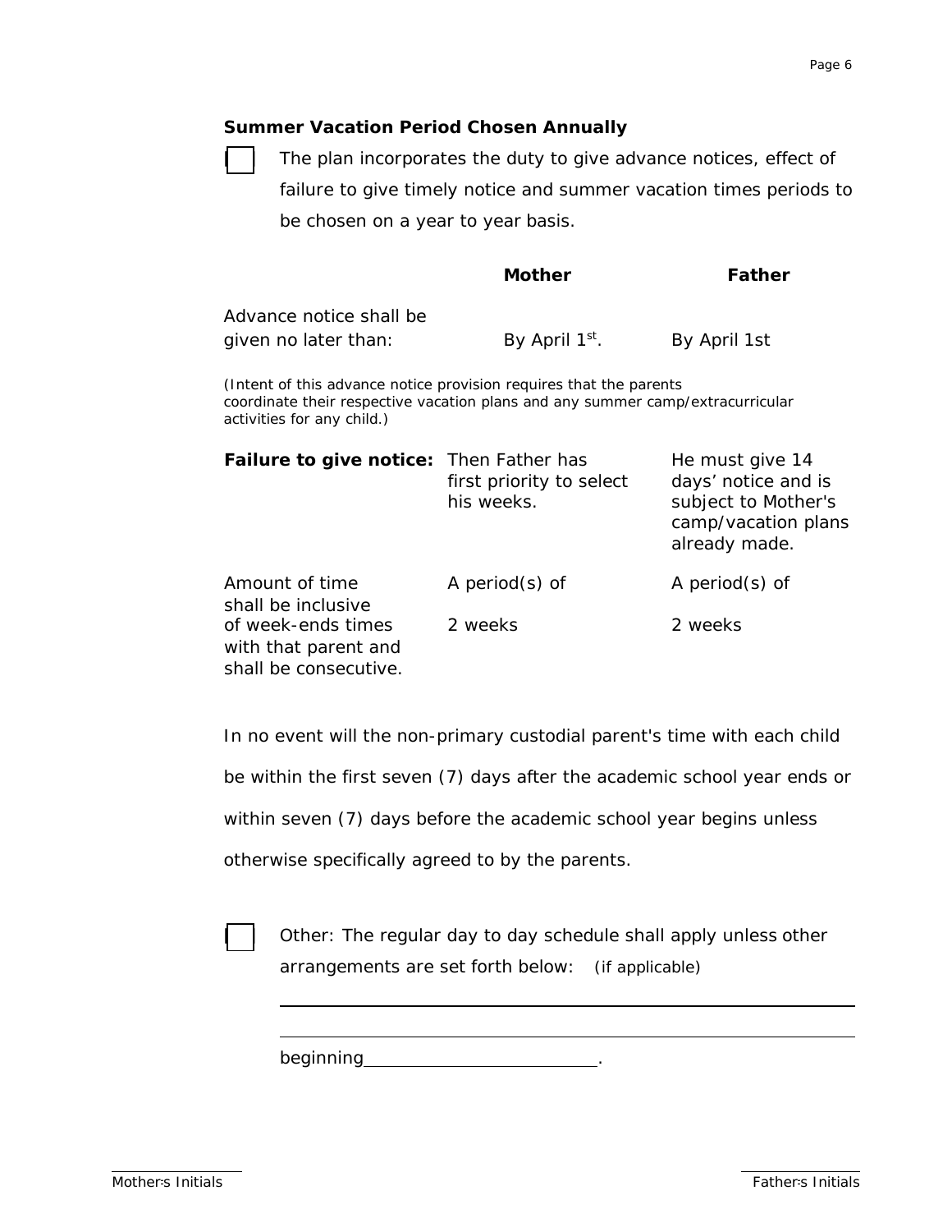**Summer Vacation Period Chosen Annually**

☐ The plan incorporates the duty to give advance notices, effect of failure to give timely notice and summer vacation times periods to be chosen on a year to year basis.

| | Mother | Father |
|---|---|---|
| Advance notice shall be given no later than: | By April 1st. | By April 1st |

*(Intent of this advance notice provision requires that the parents coordinate their respective vacation plans and any summer camp/extracurricular activities for any child.)*

| | | |
|---|---|---|
| **Failure to give notice:** | Then Father has first priority to select his weeks. | He must give 14 days' notice and is subject to Mother's camp/vacation plans already made. |
| Amount of time shall be inclusive of week-ends times with that parent and shall be consecutive. | A period(s) of 2 weeks | A period(s) of 2 weeks |

In no event will the non-primary custodial parent's time with each child be within the first seven (7) days after the academic school year ends or within seven (7) days before the academic school year begins unless otherwise specifically agreed to by the parents.

☐ Other: The regular day to day schedule shall apply unless other arrangements are set forth below: (if applicable)

______________________________________________________________

______________________________________________________________

beginning__________________________.

Mother's Initials

Father's Initials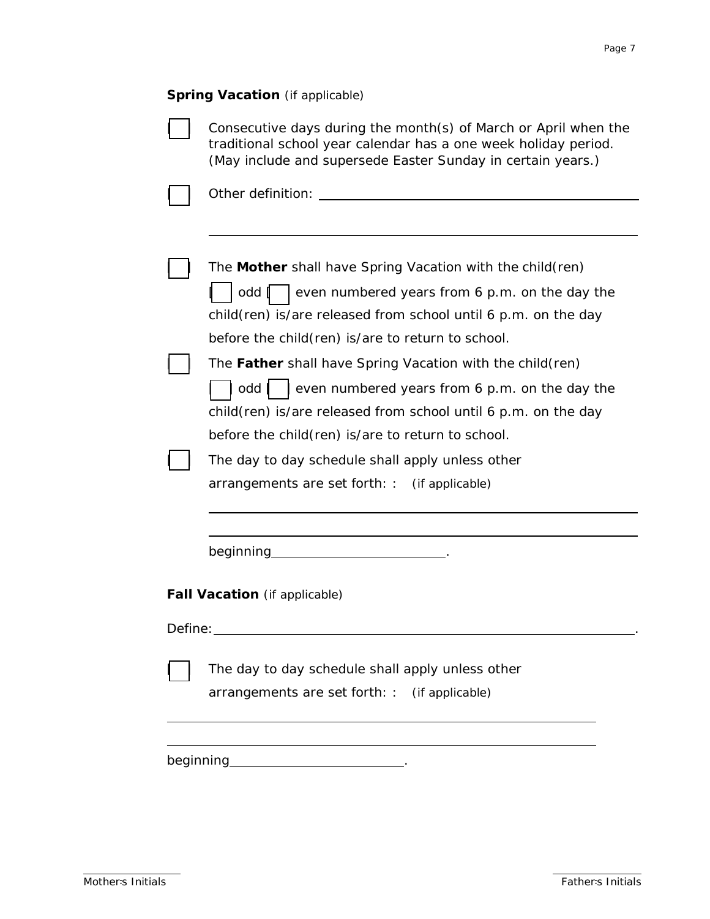**Spring Vacation** (if applicable)

☐ Consecutive days during the month(s) of March or April when the traditional school year calendar has a one week holiday period. (May include and supersede Easter Sunday in certain years.)

☐ Other definition: ______________________________________________

______________________________________________

☐ The **Mother** shall have Spring Vacation with the child(ren) ☐ odd ☐ even numbered years from 6 p.m. on the day the child(ren) is/are released from school until 6 p.m. on the day before the child(ren) is/are to return to school.

☐ The **Father** shall have Spring Vacation with the child(ren) ☐ odd ☐ even numbered years from 6 p.m. on the day the child(ren) is/are released from school until 6 p.m. on the day before the child(ren) is/are to return to school.

☐ The day to day schedule shall apply unless other arrangements are set forth: : (if applicable)

______________________________________________

______________________________________________

beginning__________________________.

**Fall Vacation** (if applicable)

Define:______________________________________________.

☐ The day to day schedule shall apply unless other arrangements are set forth: : (if applicable)

______________________________________________

______________________________________________

beginning__________________________.

______________
Mother's Initials

______________
Father's Initials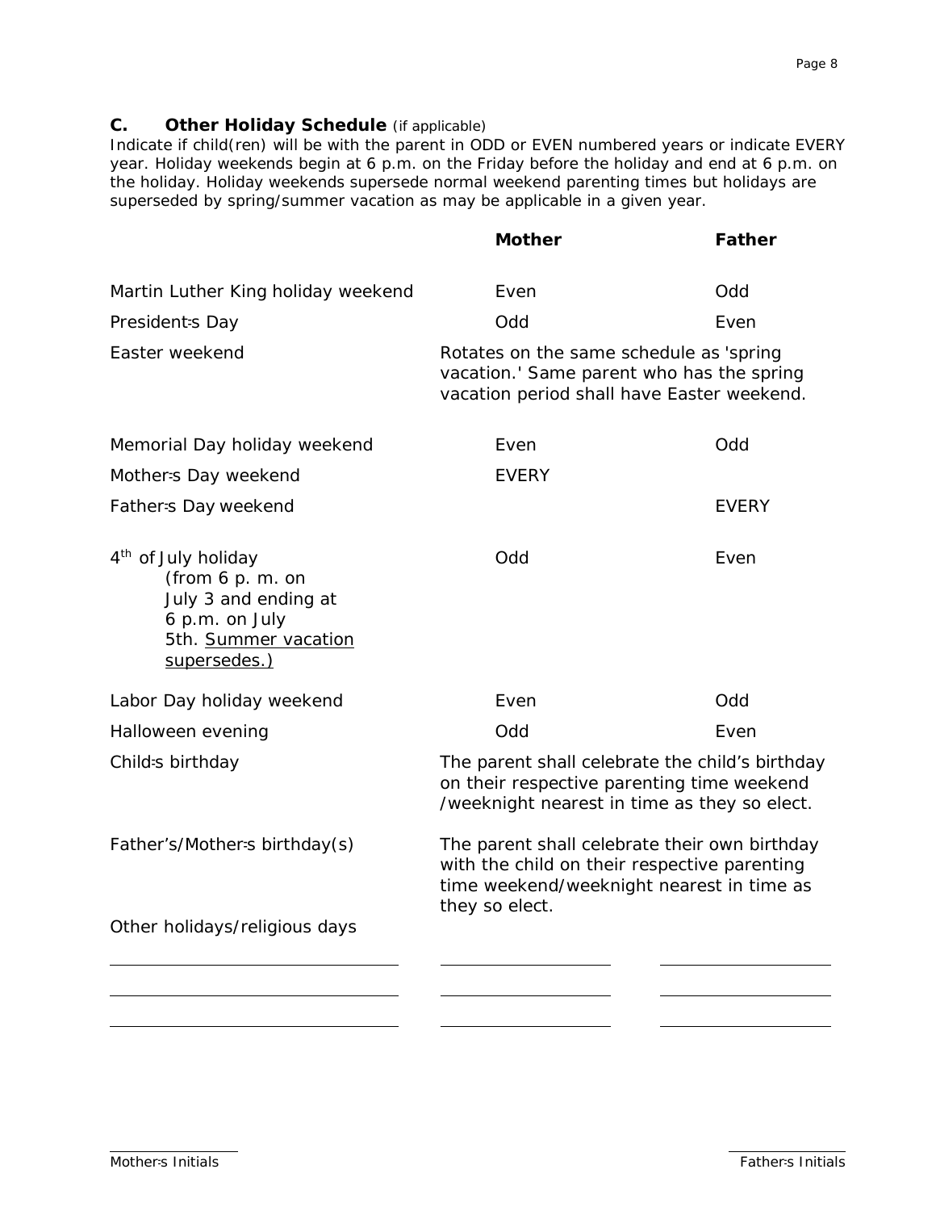### C. Other Holiday Schedule (if applicable)

Indicate if child(ren) will be with the parent in ODD or EVEN numbered years or indicate EVERY year. Holiday weekends begin at 6 p.m. on the Friday before the holiday and end at 6 p.m. on the holiday. Holiday weekends supersede normal weekend parenting times but holidays are superseded by spring/summer vacation as may be applicable in a given year.

| | **Mother** | **Father** |
|---|---|---|
| Martin Luther King holiday weekend | Even | Odd |
| President=s Day | Odd | Even |
| Easter weekend | Rotates on the same schedule as 'spring vacation.' Same parent who has the spring vacation period shall have Easter weekend. | |
| Memorial Day holiday weekend | Even | Odd |
| Mother=s Day weekend | EVERY | |
| Father=s Day weekend | | EVERY |
| 4th of July holiday (from 6 p. m. on July 3 and ending at 6 p.m. on July 5th. Summer vacation supersedes.) | Odd | Even |
| Labor Day holiday weekend | Even | Odd |
| Halloween evening | Odd | Even |
| Child=s birthday | The parent shall celebrate the child's birthday on their respective parenting time weekend /weeknight nearest in time as they so elect. | |
| Father's/Mother=s birthday(s) | The parent shall celebrate their own birthday with the child on their respective parenting time weekend/weeknight nearest in time as they so elect. | |
| Other holidays/religious days | | |
| ______________________ | ______________ | ______________ |
| ______________________ | ______________ | ______________ |
| ______________________ | ______________ | ______________ |

______________ Mother=s Initials

______________ Father=s Initials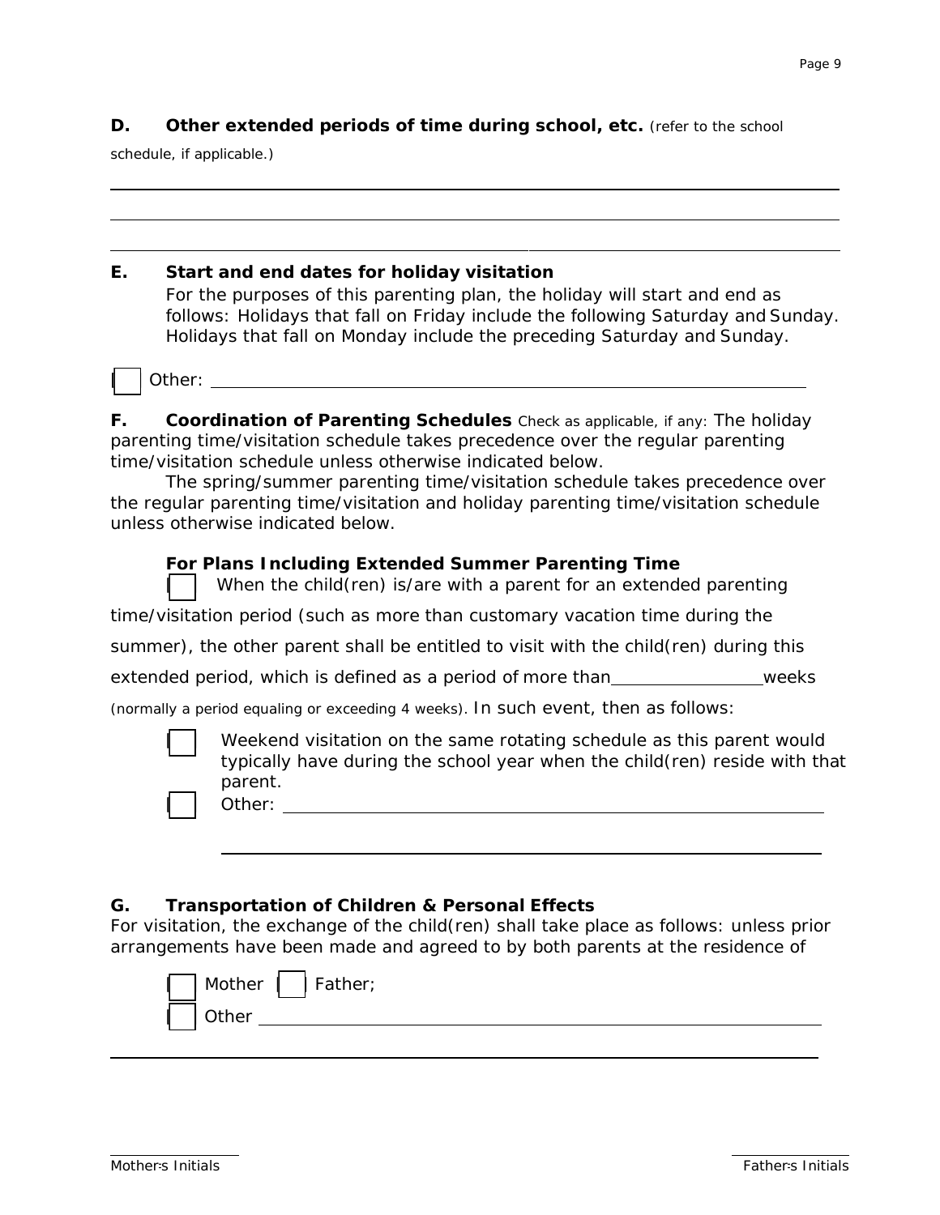**D. Other extended periods of time during school, etc.** (refer to the school schedule, if applicable.)

\_\_\_\_\_\_\_\_\_\_\_\_\_\_\_\_\_\_\_\_\_\_\_\_\_\_\_\_\_\_\_\_\_\_\_\_\_\_\_\_\_\_\_\_\_\_\_\_\_\_\_\_\_\_\_\_\_\_\_\_\_\_\_\_\_\_\_\_\_\_\_\_

\_\_\_\_\_\_\_\_\_\_\_\_\_\_\_\_\_\_\_\_\_\_\_\_\_\_\_\_\_\_\_\_\_\_\_\_\_\_\_\_\_\_\_\_\_\_\_\_\_\_\_\_\_\_\_\_\_\_\_\_\_\_\_\_\_\_\_\_\_\_\_\_

\_\_\_\_\_\_\_\_\_\_\_\_\_\_\_\_\_\_\_\_\_\_\_\_\_\_\_\_\_\_\_\_\_\_\_\_\_\_\_\_\_\_\_\_\_\_\_\_\_\_\_\_\_\_\_\_\_\_\_\_\_\_\_\_\_\_\_\_\_\_\_\_

**E. Start and end dates for holiday visitation**

For the purposes of this parenting plan, the holiday will start and end as follows: Holidays that fall on Friday include the following Saturday and Sunday. Holidays that fall on Monday include the preceding Saturday and Sunday.

☐ Other: \_\_\_\_\_\_\_\_\_\_\_\_\_\_\_\_\_\_\_\_\_\_\_\_\_\_\_\_\_\_\_\_\_\_\_\_\_\_\_\_\_\_\_\_\_\_\_\_\_\_\_\_\_\_\_\_\_\_

**F. Coordination of Parenting Schedules** Check as applicable, if any: The holiday parenting time/visitation schedule takes precedence over the regular parenting time/visitation schedule unless otherwise indicated below.

The spring/summer parenting time/visitation schedule takes precedence over the regular parenting time/visitation and holiday parenting time/visitation schedule unless otherwise indicated below.

**For Plans Including Extended Summer Parenting Time**

☐ When the child(ren) is/are with a parent for an extended parenting time/visitation period (such as more than customary vacation time during the summer), the other parent shall be entitled to visit with the child(ren) during this extended period, which is defined as a period of more than \_\_\_\_\_\_\_\_\_\_\_\_\_\_\_\_ weeks (normally a period equaling or exceeding 4 weeks). In such event, then as follows:

- ☐ Weekend visitation on the same rotating schedule as this parent would typically have during the school year when the child(ren) reside with that parent.
- ☐ Other: \_\_\_\_\_\_\_\_\_\_\_\_\_\_\_\_\_\_\_\_\_\_\_\_\_\_\_\_\_\_\_\_\_\_\_\_\_\_\_\_\_\_\_\_\_\_\_\_\_\_\_\_

  \_\_\_\_\_\_\_\_\_\_\_\_\_\_\_\_\_\_\_\_\_\_\_\_\_\_\_\_\_\_\_\_\_\_\_\_\_\_\_\_\_\_\_\_\_\_\_\_\_\_\_\_\_\_\_\_\_\_\_\_

**G. Transportation of Children & Personal Effects**

For visitation, the exchange of the child(ren) shall take place as follows: unless prior arrangements have been made and agreed to by both parents at the residence of

☐ Mother ☐ Father;

☐ Other \_\_\_\_\_\_\_\_\_\_\_\_\_\_\_\_\_\_\_\_\_\_\_\_\_\_\_\_\_\_\_\_\_\_\_\_\_\_\_\_\_\_\_\_\_\_\_\_\_\_\_\_\_\_\_\_\_\_

\_\_\_\_\_\_\_\_\_\_\_\_\_\_\_\_\_\_\_\_\_\_\_\_\_\_\_\_\_\_\_\_\_\_\_\_\_\_\_\_\_\_\_\_\_\_\_\_\_\_\_\_\_\_\_\_\_\_\_\_\_\_\_\_\_\_\_\_\_\_\_\_

\_\_\_\_\_\_\_\_\_\_\_\_\_\_\_\_ Mother's Initials

\_\_\_\_\_\_\_\_\_\_\_\_\_\_\_\_ Father's Initials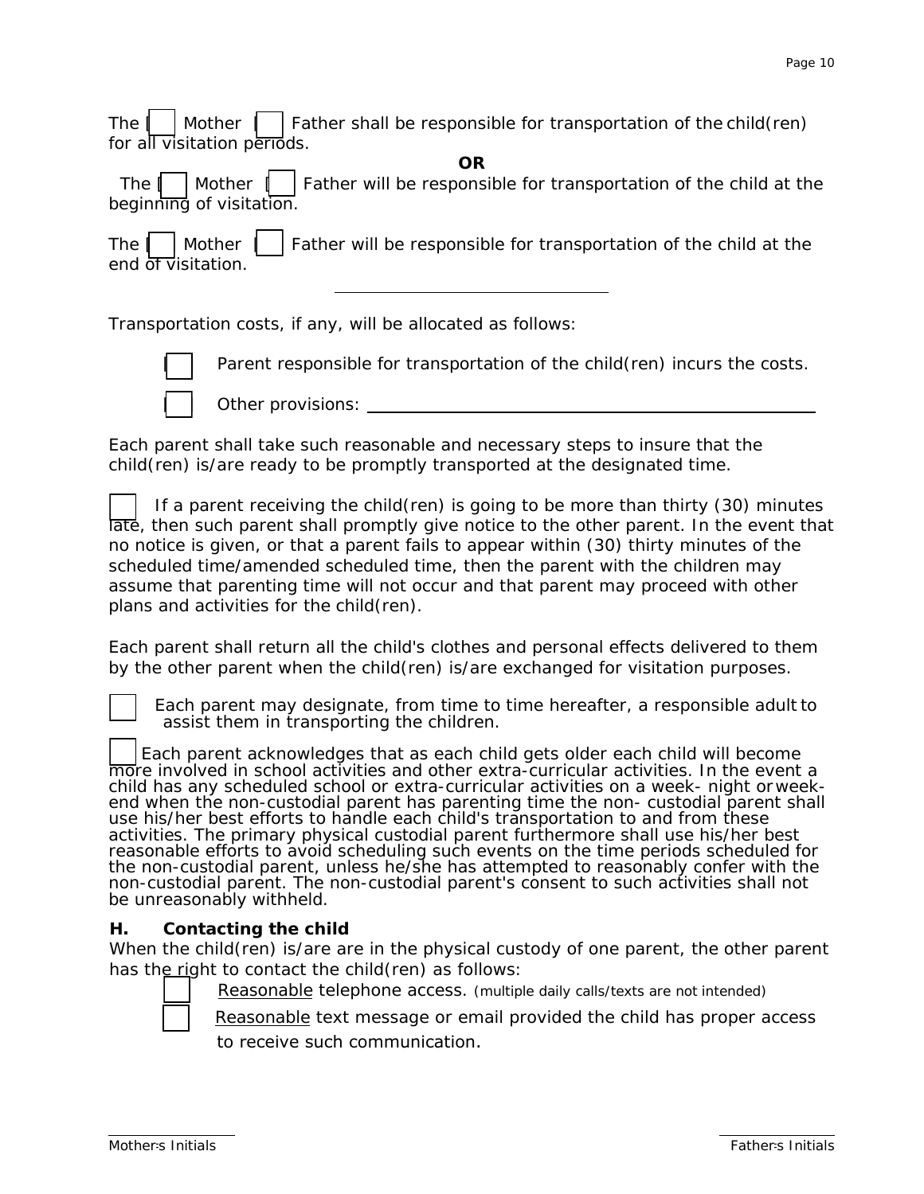The [ ] Mother [ ] Father shall be responsible for transportation of the child(ren) for all visitation periods.

**OR**

The [ ] Mother [ ] Father will be responsible for transportation of the child at the beginning of visitation.

The [ ] Mother [ ] Father will be responsible for transportation of the child at the end of visitation.

---

Transportation costs, if any, will be allocated as follows:

[ ] Parent responsible for transportation of the child(ren) incurs the costs.

[ ] Other provisions: ______________________________

Each parent shall take such reasonable and necessary steps to insure that the child(ren) is/are ready to be promptly transported at the designated time.

[ ] If a parent receiving the child(ren) is going to be more than thirty (30) minutes late, then such parent shall promptly give notice to the other parent. In the event that no notice is given, or that a parent fails to appear within (30) thirty minutes of the scheduled time/amended scheduled time, then the parent with the children may assume that parenting time will not occur and that parent may proceed with other plans and activities for the child(ren).

Each parent shall return all the child's clothes and personal effects delivered to them by the other parent when the child(ren) is/are exchanged for visitation purposes.

[ ] Each parent may designate, from time to time hereafter, a responsible adult to assist them in transporting the children.

[ ] Each parent acknowledges that as each child gets older each child will become more involved in school activities and other extra-curricular activities. In the event a child has any scheduled school or extra-curricular activities on a week- night or week-end when the non-custodial parent has parenting time the non- custodial parent shall use his/her best efforts to handle each child's transportation to and from these activities. The primary physical custodial parent furthermore shall use his/her best reasonable efforts to avoid scheduling such events on the time periods scheduled for the non-custodial parent, unless he/she has attempted to reasonably confer with the non-custodial parent. The non-custodial parent's consent to such activities shall not be unreasonably withheld.

### H. *Contacting the child*

When the child(ren) is/are are in the physical custody of one parent, the other parent has the right to contact the child(ren) as follows:

[ ] Reasonable telephone access. (multiple daily calls/texts are not intended)

[ ] Reasonable text message or email provided the child has proper access to receive such communication.

Mother's Initials ______ Father's Initials ______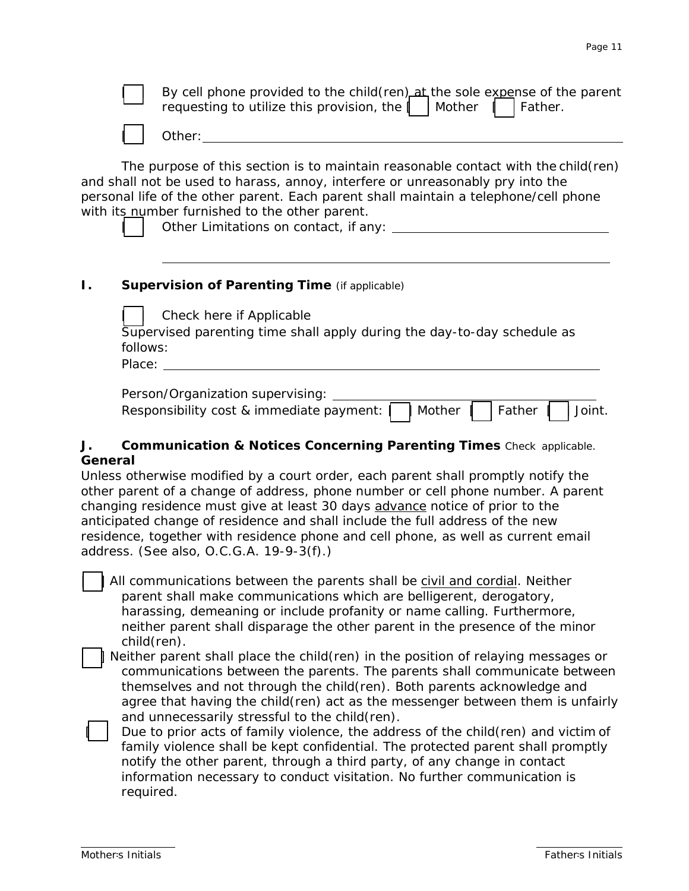[ ] By cell phone provided to the child(ren) at the sole expense of the parent requesting to utilize this provision, the [ ] Mother [ ] Father.

[ ] Other: ________________________________________________

The purpose of this section is to maintain reasonable contact with the child(ren) and shall not be used to harass, annoy, interfere or unreasonably pry into the personal life of the other parent. Each parent shall maintain a telephone/cell phone with its number furnished to the other parent.

[ ] Other Limitations on contact, if any: ________________________________

________________________________________________

## I. Supervision of Parenting Time (if applicable)

[ ] Check here if Applicable

Supervised parenting time shall apply during the day-to-day schedule as follows:

Place: ________________________________________________

Person/Organization supervising: ________________________________

Responsibility cost & immediate payment: [ ] Mother [ ] Father [ ] Joint.

## J. Communication & Notices Concerning Parenting Times Check applicable.

**General**

Unless otherwise modified by a court order, each parent shall promptly notify the other parent of a change of address, phone number or cell phone number. A parent changing residence must give at least 30 days <u>advance</u> notice of prior to the anticipated change of residence and shall include the full address of the new residence, together with residence phone and cell phone, as well as current email address. (See also, O.C.G.A. 19-9-3(f).)

[ ] All communications between the parents shall be <u>civil and cordial</u>. Neither parent shall make communications which are belligerent, derogatory, harassing, demeaning or include profanity or name calling. Furthermore, neither parent shall disparage the other parent in the presence of the minor child(ren).

[ ] Neither parent shall place the child(ren) in the position of relaying messages or communications between the parents. The parents shall communicate between themselves and not through the child(ren). Both parents acknowledge and agree that having the child(ren) act as the messenger between them is unfairly and unnecessarily stressful to the child(ren).

[ ] Due to prior acts of family violence, the address of the child(ren) and victim of family violence shall be kept confidential. The protected parent shall promptly notify the other parent, through a third party, of any change in contact information necessary to conduct visitation. No further communication is required.

Mother's Initials ________ Father's Initials ________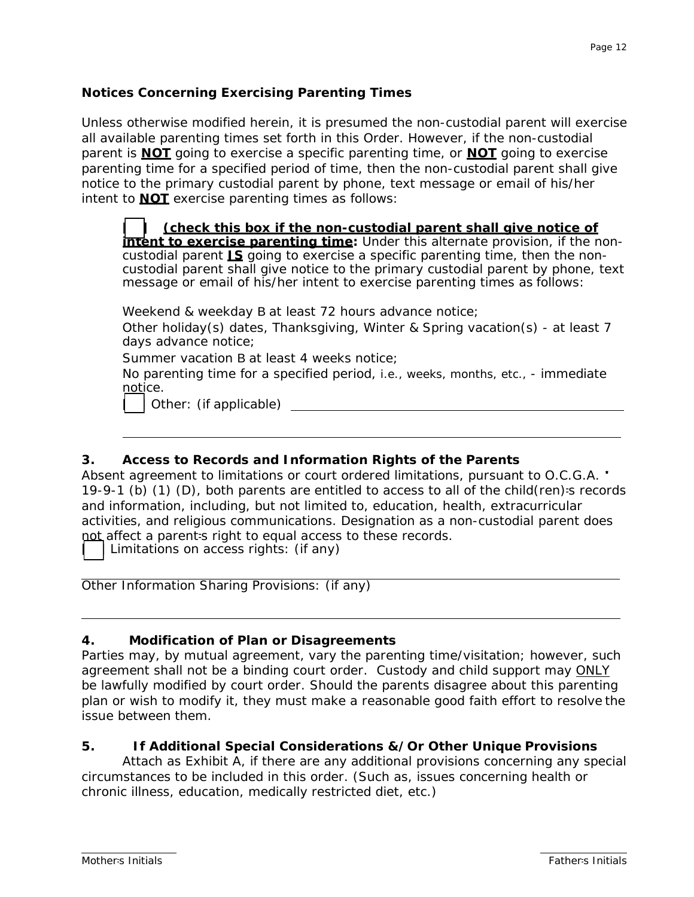**Notices Concerning Exercising Parenting Times**

Unless otherwise modified herein, it is presumed the non-custodial parent will exercise all available parenting times set forth in this Order. However, if the non-custodial parent is **<u>NOT</u>** going to exercise a specific parenting time, or **<u>NOT</u>** going to exercise parenting time for a specified period of time, then the non-custodial parent shall give notice to the primary custodial parent by phone, text message or email of his/her intent to **<u>NOT</u>** exercise parenting times as follows:

> [ ] **<u>(check this box if the non-custodial parent shall give notice of intent to exercise parenting time</u>:** Under this alternate provision, if the non-custodial parent **<u>IS</u>** going to exercise a specific parenting time, then the non-custodial parent shall give notice to the primary custodial parent by phone, text message or email of his/her intent to exercise parenting times as follows:
>
> Weekend & weekday B at least 72 hours advance notice;
>
> Other holiday(s) dates, Thanksgiving, Winter & Spring vacation(s) - at least 7 days advance notice;
>
> Summer vacation B at least 4 weeks notice;
>
> No parenting time for a specified period, i.e., weeks, months, etc., - immediate notice.
>
> [ ] Other: (if applicable) ______________________________
>
> ______________________________________________________

**3. Access to Records and Information Rights of the Parents**

Absent agreement to limitations or court ordered limitations, pursuant to O.C.G.A. ' 19-9-1 (b) (1) (D), both parents are entitled to access to all of the child(ren)=s records and information, including, but not limited to, education, health, extracurricular activities, and religious communications. Designation as a non-custodial parent does not affect a parent=s right to equal access to these records.

[ ] Limitations on access rights: (if any)

______________________________________________________

Other Information Sharing Provisions: (if any)

______________________________________________________

**4. Modification of Plan or Disagreements**

Parties may, by mutual agreement, vary the parenting time/visitation; however, such agreement shall not be a binding court order. Custody and child support may <u>ONLY</u> be lawfully modified by court order. Should the parents disagree about this parenting plan or wish to modify it, they must make a reasonable good faith effort to resolve the issue between them.

**5. If Additional Special Considerations &/Or Other Unique Provisions**

Attach as Exhibit A, if there are any additional provisions concerning any special circumstances to be included in this order. (Such as, issues concerning health or chronic illness, education, medically restricted diet, etc.)

______________ Mother=s Initials                                                                 ______________ Father=s Initials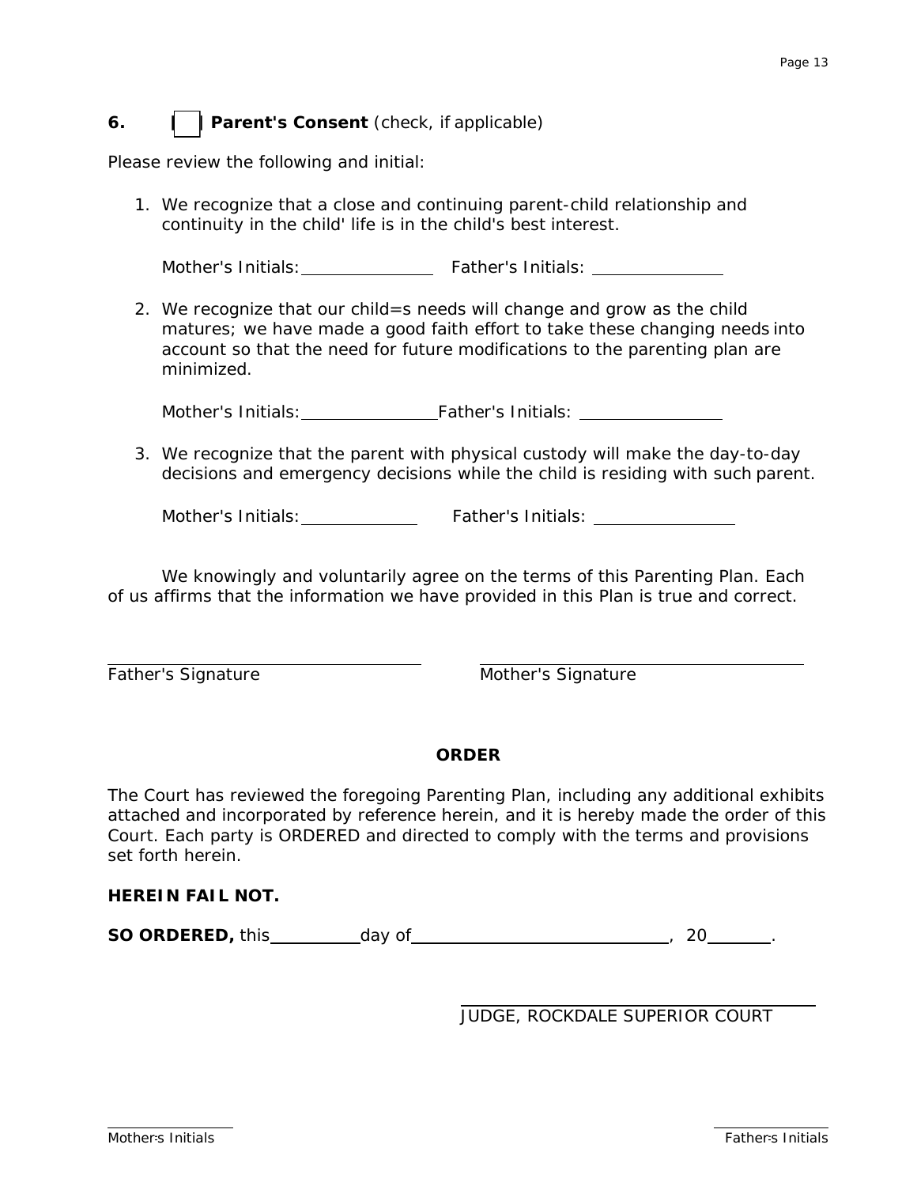**6. [ ] Parent's Consent** (check, if applicable)

Please review the following and initial:

1. We recognize that a close and continuing parent-child relationship and continuity in the child' life is in the child's best interest.

   Mother's Initials: ______________ Father's Initials: ______________

2. We recognize that our child=s needs will change and grow as the child matures; we have made a good faith effort to take these changing needs into account so that the need for future modifications to the parenting plan are minimized.

   Mother's Initials: ______________ Father's Initials: ______________

3. We recognize that the parent with physical custody will make the day-to-day decisions and emergency decisions while the child is residing with such parent.

   Mother's Initials: ______________ Father's Initials: ______________

We knowingly and voluntarily agree on the terms of this Parenting Plan. Each of us affirms that the information we have provided in this Plan is true and correct.

______________________________ Father's Signature

______________________________ Mother's Signature

**ORDER**

The Court has reviewed the foregoing Parenting Plan, including any additional exhibits attached and incorporated by reference herein, and it is hereby made the order of this Court. Each party is ORDERED and directed to comply with the terms and provisions set forth herein.

**HEREIN FAIL NOT.**

**SO ORDERED,** this __________ day of ____________________________, 20_______.

______________________________
JUDGE, ROCKDALE SUPERIOR COURT

____________ Mother=s Initials

____________ Father=s Initials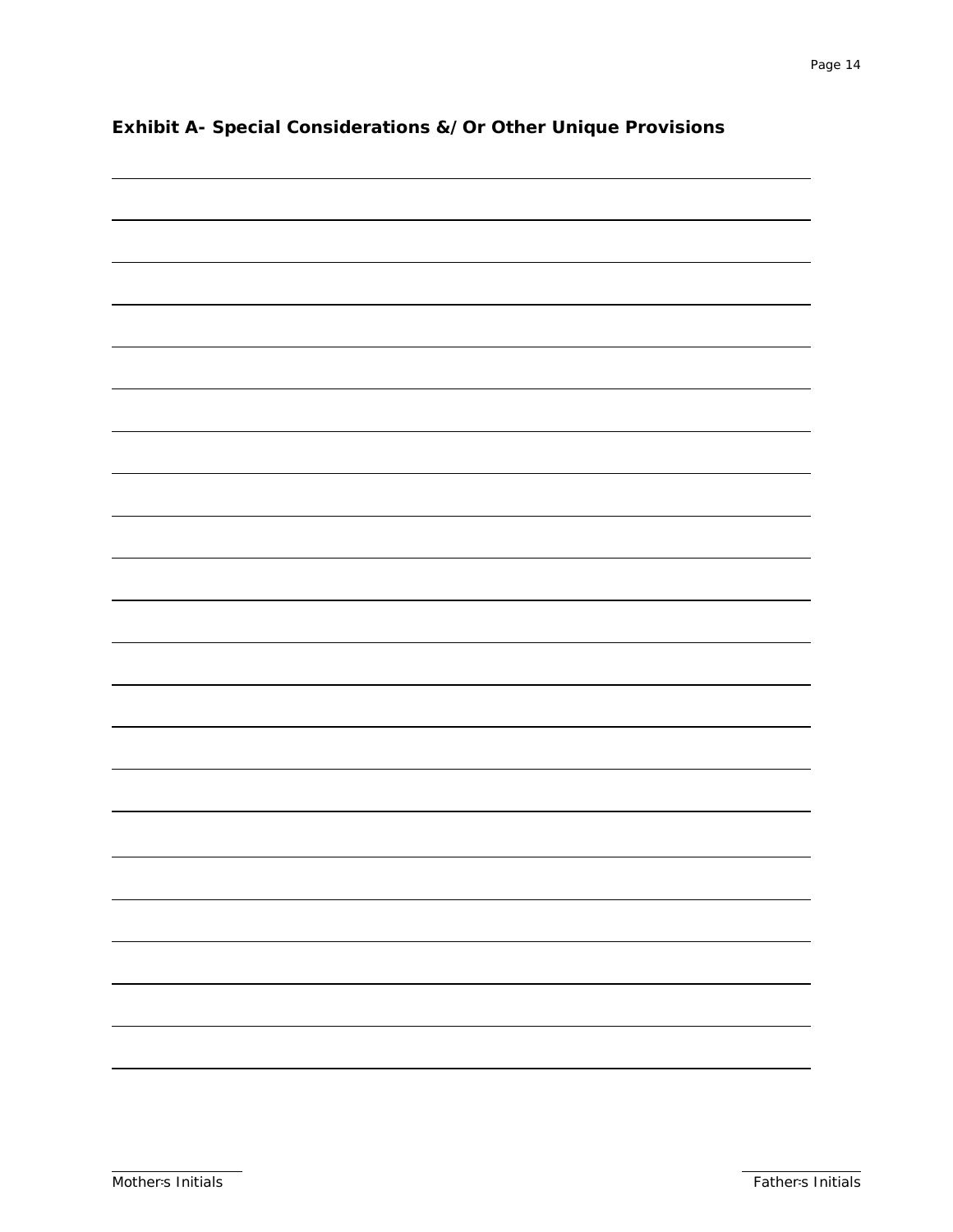## Exhibit A- Special Considerations &/Or Other Unique Provisions

______________________________________________________________________

______________________________________________________________________

______________________________________________________________________

______________________________________________________________________

______________________________________________________________________

______________________________________________________________________

______________________________________________________________________

______________________________________________________________________

______________________________________________________________________

______________________________________________________________________

______________________________________________________________________

______________________________________________________________________

______________________________________________________________________

______________________________________________________________________

______________________________________________________________________

______________________________________________________________________

______________________________________________________________________

______________________________________________________________________

______________________________________________________________________

______________________________________________________________________

______________________________________________________________________

______________________________________________________________________

________________ Mother's Initials

________________ Father's Initials